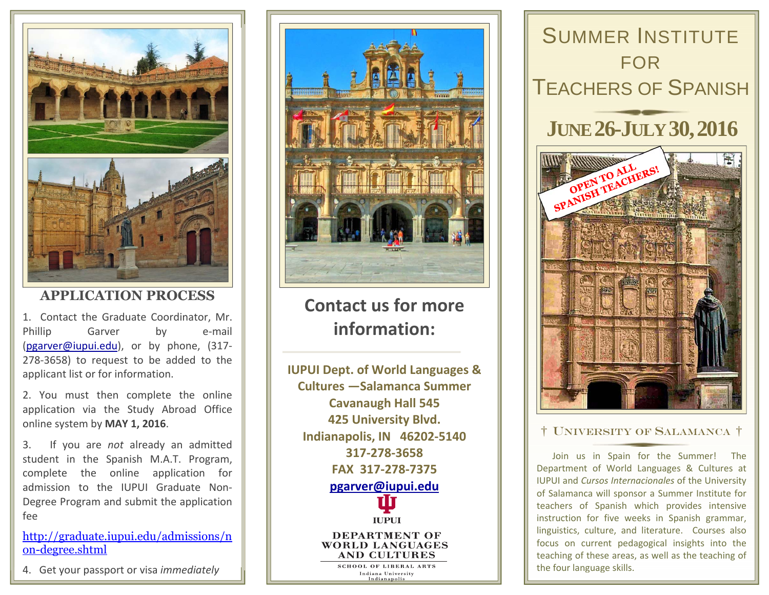## APPLICATION PROCESS

1. Contact the Graduate Coordinator, Mr. Phillip Garver by e-mail (pgarver@iupui.edu), or by phone, (317-278-3658) to request to be added to the applicant list or for information.

2. You must then complete the online application via the Study Abroad Office online system by **MAY 1, 2016**.

3. If you are *not* already an admitted student in the Spanish M.A.T. Program, complete the online application for admission to the IUPUI Graduate Non-Degree Program and submit the application fee

http://graduate.iupui.edu/admissions/non-degree.shtml

4. Get your passport or visa *immediately*

## Contact us for more information:

**IUPUI Dept. of World Languages & Cultures —Salamanca Summer**
**Cavanaugh Hall 545**
**425 University Blvd.**
**Indianapolis, IN 46202-5140**
**317-278-3658**
**FAX 317-278-7375**
**pgarver@iupui.edu**

IUPUI

DEPARTMENT OF WORLD LANGUAGES AND CULTURES

SCHOOL OF LIBERAL ARTS

Indiana University Indianapolis

# SUMMER INSTITUTE FOR TEACHERS OF SPANISH

## JUNE 26-JULY 30, 2016

OPEN TO ALL SPANISH TEACHERS!

† UNIVERSITY OF SALAMANCA †

Join us in Spain for the Summer! The Department of World Languages & Cultures at IUPUI and *Cursos Internacionales* of the University of Salamanca will sponsor a Summer Institute for teachers of Spanish which provides intensive instruction for five weeks in Spanish grammar, linguistics, culture, and literature. Courses also focus on current pedagogical insights into the teaching of these areas, as well as the teaching of the four language skills.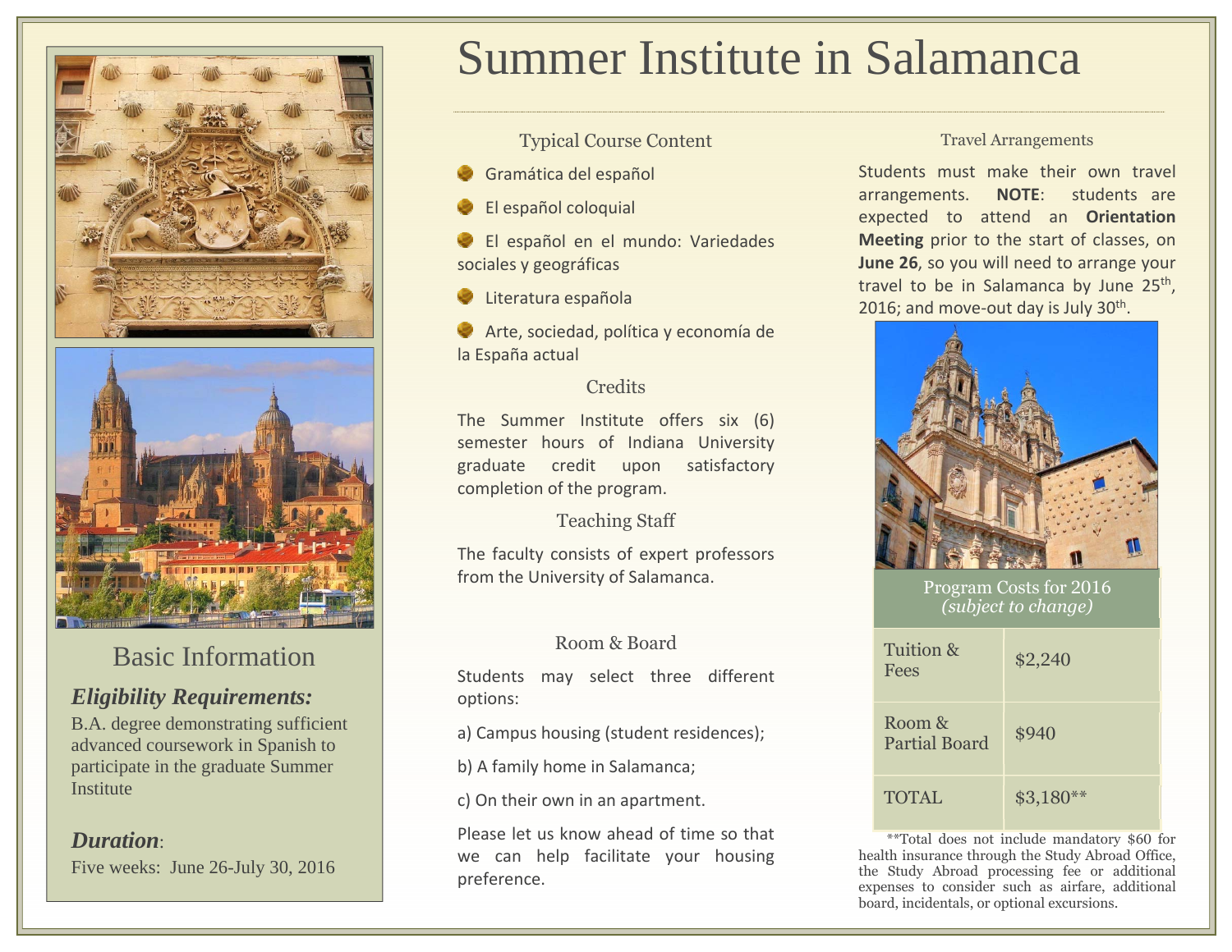# Summer Institute in Salamanca

## Basic Information

***Eligibility Requirements:***

B.A. degree demonstrating sufficient advanced coursework in Spanish to participate in the graduate Summer Institute

***Duration***:

Five weeks: June 26-July 30, 2016

### Typical Course Content

- Gramática del español
- El español coloquial
- El español en el mundo: Variedades sociales y geográficas
- Literatura española
- Arte, sociedad, política y economía de la España actual

### Credits

The Summer Institute offers six (6) semester hours of Indiana University graduate credit upon satisfactory completion of the program.

### Teaching Staff

The faculty consists of expert professors from the University of Salamanca.

### Room & Board

Students may select three different options:

a) Campus housing (student residences);

b) A family home in Salamanca;

c) On their own in an apartment.

Please let us know ahead of time so that we can help facilitate your housing preference.

### Travel Arrangements

Students must make their own travel arrangements. **NOTE**: students are expected to attend an **Orientation Meeting** prior to the start of classes, on **June 26**, so you will need to arrange your travel to be in Salamanca by June 25th, 2016; and move-out day is July 30th.

| Program Costs for 2016 *(subject to change)* | |
|---|---|
| Tuition & Fees | $2,240 |
| Room & Partial Board | $940 |
| TOTAL | $3,180** |

**Total does not include mandatory $60 for health insurance through the Study Abroad Office, the Study Abroad processing fee or additional expenses to consider such as airfare, additional board, incidentals, or optional excursions.